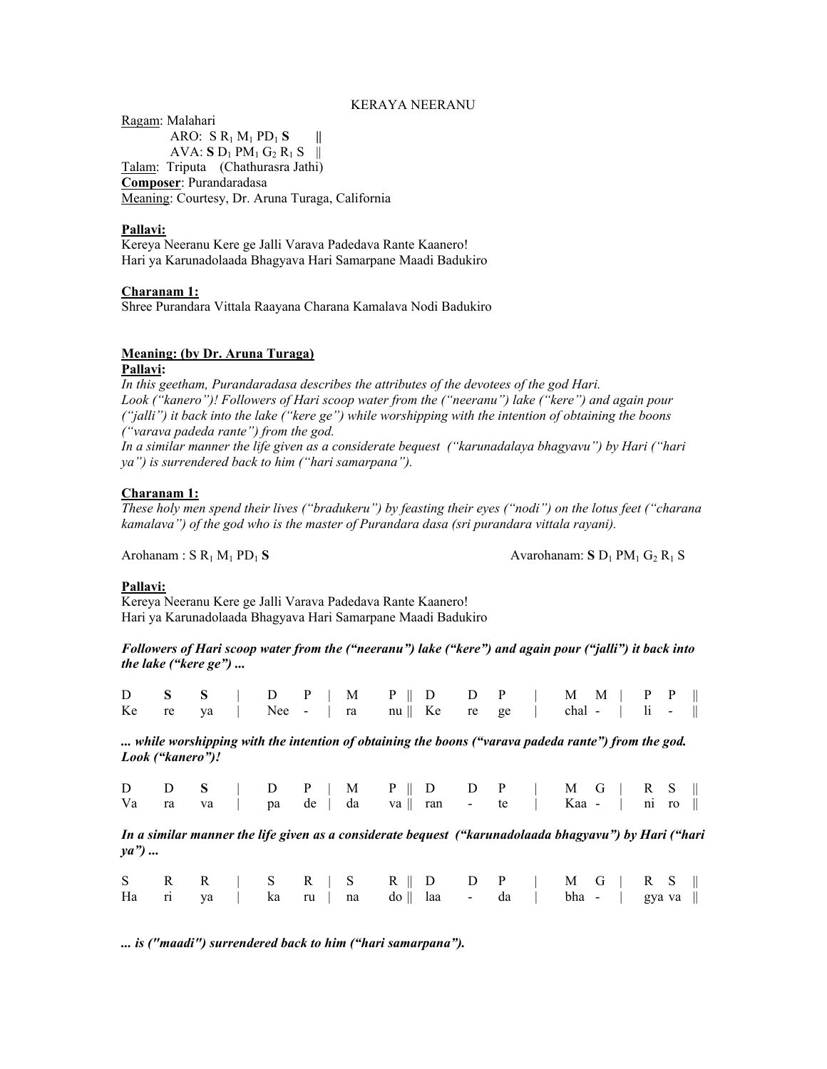KERAYA NEERANU

Ragam: Malahari
ARO: S $R_1$ $M_1$ P$D_1$ **S** ||
AVA: **S** $D_1$ P$M_1$ $G_2$ $R_1$ S ||
Talam: Triputa (Chathurasra Jathi)
**Composer**: Purandaradasa
Meaning: Courtesy, Dr. Aruna Turaga, California

**Pallavi:**
Kereya Neeranu Kere ge Jalli Varava Padedava Rante Kaanero!
Hari ya Karunadolaada Bhagyava Hari Samarpane Maadi Badukiro

**Charanam 1:**
Shree Purandara Vittala Raayana Charana Kamalava Nodi Badukiro

**Meaning: (by Dr. Aruna Turaga)**
**Pallavi:**
*In this geetham, Purandaradasa describes the attributes of the devotees of the god Hari.*
*Look ("kanero")! Followers of Hari scoop water from the ("neeranu") lake ("kere") and again pour ("jalli") it back into the lake ("kere ge") while worshipping with the intention of obtaining the boons ("varava padeda rante") from the god.*
*In a similar manner the life given as a considerate bequest ("karunadalaya bhagyavu") by Hari ("hari ya") is surrendered back to him ("hari samarpana").*

**Charanam 1:**
*These holy men spend their lives ("bradukeru") by feasting their eyes ("nodi") on the lotus feet ("charana kamalava") of the god who is the master of Purandara dasa (sri purandara vittala rayani).*

Arohanam : S $R_1$ $M_1$ P$D_1$ **S**     Avarohanam: **S** $D_1$ P$M_1$ $G_2$ $R_1$ S

**Pallavi:**
Kereya Neeranu Kere ge Jalli Varava Padedava Rante Kaanero!
Hari ya Karunadolaada Bhagyava Hari Samarpane Maadi Badukiro

***Followers of Hari scoop water from the ("neeranu") lake ("kere") and again pour ("jalli") it back into the lake ("kere ge") ...***

| D | **S** | **S** | \| | D | P | \| | M | P | \|\| | D | D | P | \| | M | M | \| | P | P | \|\| |
|---|---|---|---|---|---|---|---|---|---|---|---|---|---|---|---|---|---|---|---|---|
| Ke | re | ya | \| | Nee | - | \| | ra | nu | \|\| | Ke | re | ge | \| | chal | - | \| | li | - | \|\| |

***... while worshipping with the intention of obtaining the boons ("varava padeda rante") from the god. Look ("kanero")!***

| D | D | **S** | \| | D | P | \| | M | P | \|\| | D | D | P | \| | M | G | \| | R | S | \|\| |
|---|---|---|---|---|---|---|---|---|---|---|---|---|---|---|---|---|---|---|---|---|
| Va | ra | va | \| | pa | de | \| | da | va | \|\| | ran | - | te | \| | Kaa | - | \| | ni | ro | \|\| |

***In a similar manner the life given as a considerate bequest ("karunadolaada bhagyavu") by Hari ("hari ya") ...***

| S | R | R | \| | S | R | \| | S | R | \|\| | D | D | P | \| | M | G | \| | R | S | \|\| |
|---|---|---|---|---|---|---|---|---|---|---|---|---|---|---|---|---|---|---|---|---|
| Ha | ri | ya | \| | ka | ru | \| | na | do | \|\| | laa | - | da | \| | bha | - | \| | gya | va | \|\| |

***... is ("maadi") surrendered back to him ("hari samarpana").***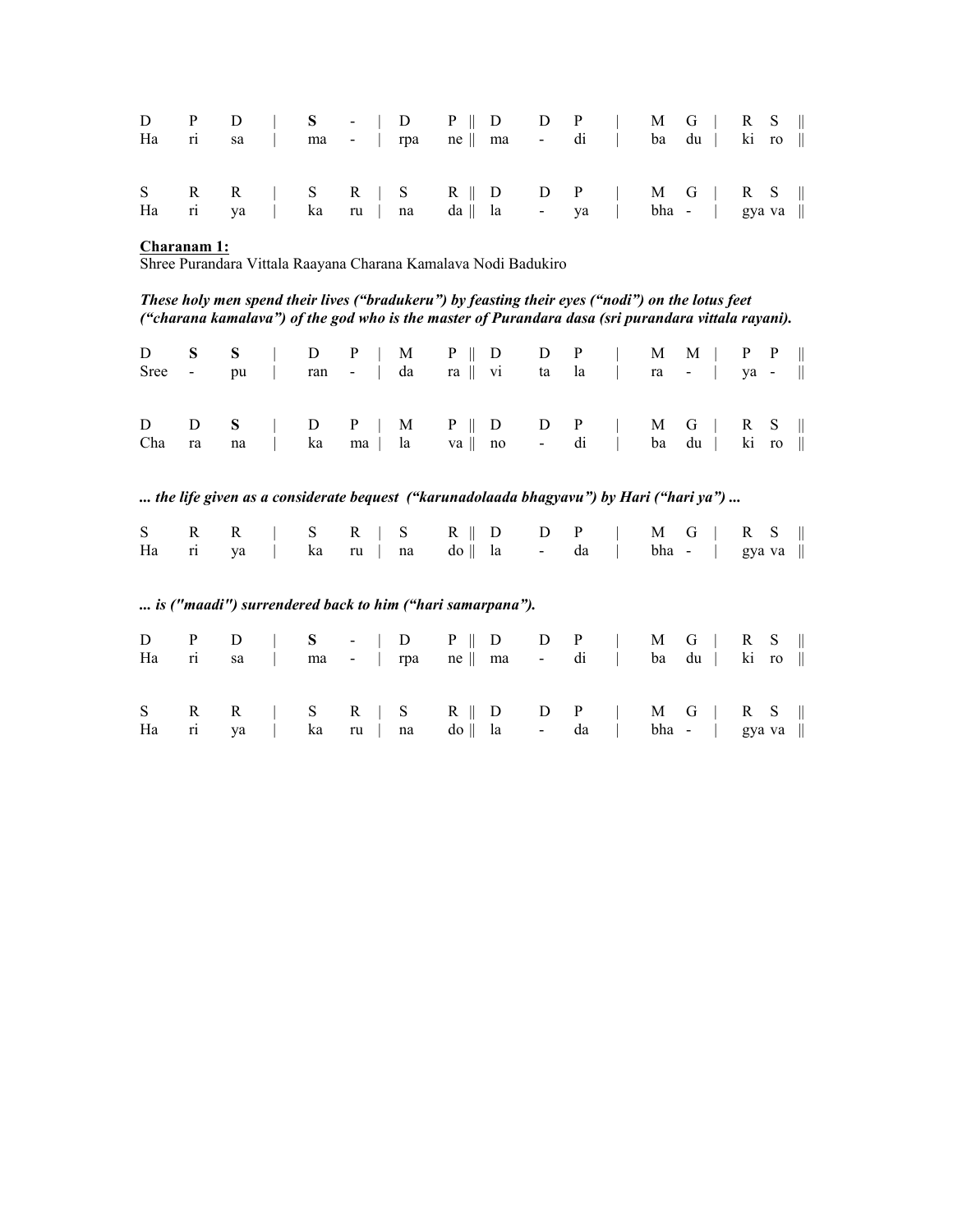| | | | | | | | | | | | | | | | | | | | | | | |
|---|---|---|---|---|---|---|---|---|---|---|---|---|---|---|---|---|---|---|---|---|---|---|
| D | P | D | \| | **S** | - | \| | D | P | \|\| | D | D | P | \| | M | G | \| | R | S | \|\| |
| Ha | ri | sa | \| | ma | - | \| | rpa | ne | \|\| | ma | - | di | \| | ba | du | \| | ki | ro | \|\| |

| | | | | | | | | | | | | | | | | | | | | | | |
|---|---|---|---|---|---|---|---|---|---|---|---|---|---|---|---|---|---|---|---|---|---|---|
| S | R | R | \| | S | R | \| | S | R | \|\| | D | D | P | \| | M | G | \| | R | S | \|\| |
| Ha | ri | ya | \| | ka | ru | \| | na | da | \|\| | la | - | ya | \| | bha | - | \| | gya | va | \|\| |

**<u>Charanam 1:</u>**

Shree Purandara Vittala Raayana Charana Kamalava Nodi Badukiro

***These holy men spend their lives ("bradukeru") by feasting their eyes ("nodi") on the lotus feet ("charana kamalava") of the god who is the master of Purandara dasa (sri purandara vittala rayani).***

| | | | | | | | | | | | | | | | | | | | | | | |
|---|---|---|---|---|---|---|---|---|---|---|---|---|---|---|---|---|---|---|---|---|---|---|
| D | **S** | **S** | \| | D | P | \| | M | P | \|\| | D | D | P | \| | M | M | \| | P | P | \|\| |
| Sree | - | pu | \| | ran | - | \| | da | ra | \|\| | vi | ta | la | \| | ra | - | \| | ya | - | \|\| |

| | | | | | | | | | | | | | | | | | | | | | | |
|---|---|---|---|---|---|---|---|---|---|---|---|---|---|---|---|---|---|---|---|---|---|---|
| D | D | **S** | \| | D | P | \| | M | P | \|\| | D | D | P | \| | M | G | \| | R | S | \|\| |
| Cha | ra | na | \| | ka | ma | \| | la | va | \|\| | no | - | di | \| | ba | du | \| | ki | ro | \|\| |

***... the life given as a considerate bequest ("karunadolaada bhagyavu") by Hari ("hari ya") ...***

| | | | | | | | | | | | | | | | | | | | | | | |
|---|---|---|---|---|---|---|---|---|---|---|---|---|---|---|---|---|---|---|---|---|---|---|
| S | R | R | \| | S | R | \| | S | R | \|\| | D | D | P | \| | M | G | \| | R | S | \|\| |
| Ha | ri | ya | \| | ka | ru | \| | na | do | \|\| | la | - | da | \| | bha | - | \| | gya | va | \|\| |

***... is ("maadi") surrendered back to him ("hari samarpana").***

| | | | | | | | | | | | | | | | | | | | | | | |
|---|---|---|---|---|---|---|---|---|---|---|---|---|---|---|---|---|---|---|---|---|---|---|
| D | P | D | \| | **S** | - | \| | D | P | \|\| | D | D | P | \| | M | G | \| | R | S | \|\| |
| Ha | ri | sa | \| | ma | - | \| | rpa | ne | \|\| | ma | - | di | \| | ba | du | \| | ki | ro | \|\| |

| | | | | | | | | | | | | | | | | | | | | | | |
|---|---|---|---|---|---|---|---|---|---|---|---|---|---|---|---|---|---|---|---|---|---|---|
| S | R | R | \| | S | R | \| | S | R | \|\| | D | D | P | \| | M | G | \| | R | S | \|\| |
| Ha | ri | ya | \| | ka | ru | \| | na | do | \|\| | la | - | da | \| | bha | - | \| | gya | va | \|\| |